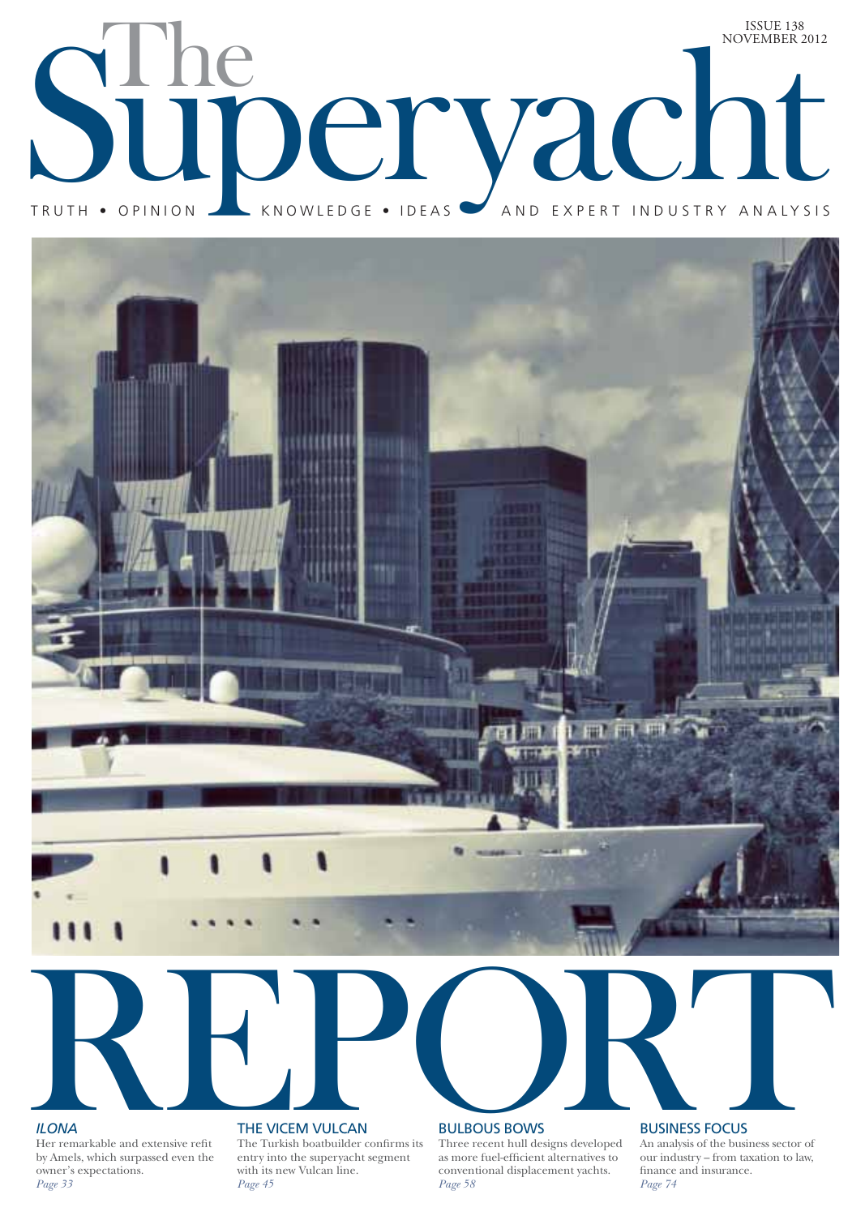ISSUE 138
NOVEMBER 2012

# The Superyacht Report

TRUTH • OPINION • KNOWLEDGE • IDEAS • AND EXPERT INDUSTRY ANALYSIS

## *ILONA*

Her remarkable and extensive refit by Amels, which surpassed even the owner's expectations.
*Page 33*

## THE VICEM VULCAN

The Turkish boatbuilder confirms its entry into the superyacht segment with its new Vulcan line.
*Page 45*

## BULBOUS BOWS

Three recent hull designs developed as more fuel-efficient alternatives to conventional displacement yachts.
*Page 58*

## BUSINESS FOCUS

An analysis of the business sector of our industry – from taxation to law, finance and insurance.
*Page 74*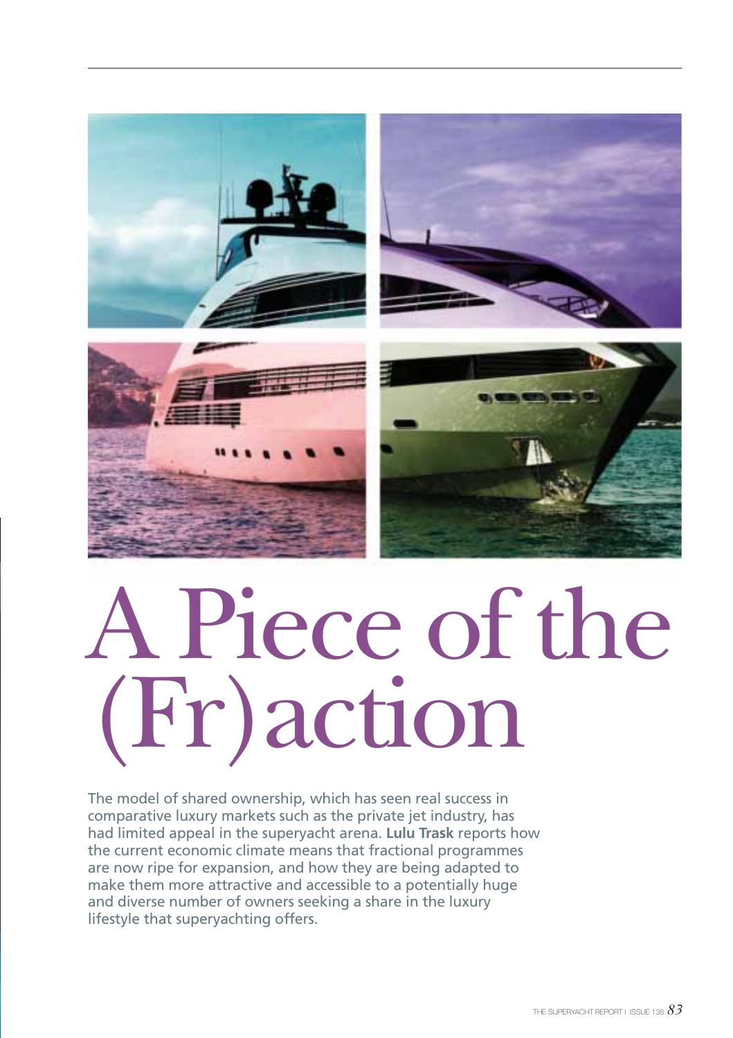# A Piece of the (Fr)action

The model of shared ownership, which has seen real success in comparative luxury markets such as the private jet industry, has had limited appeal in the superyacht arena. **Lulu Trask** reports how the current economic climate means that fractional programmes are now ripe for expansion, and how they are being adapted to make them more attractive and accessible to a potentially huge and diverse number of owners seeking a share in the luxury lifestyle that superyachting offers.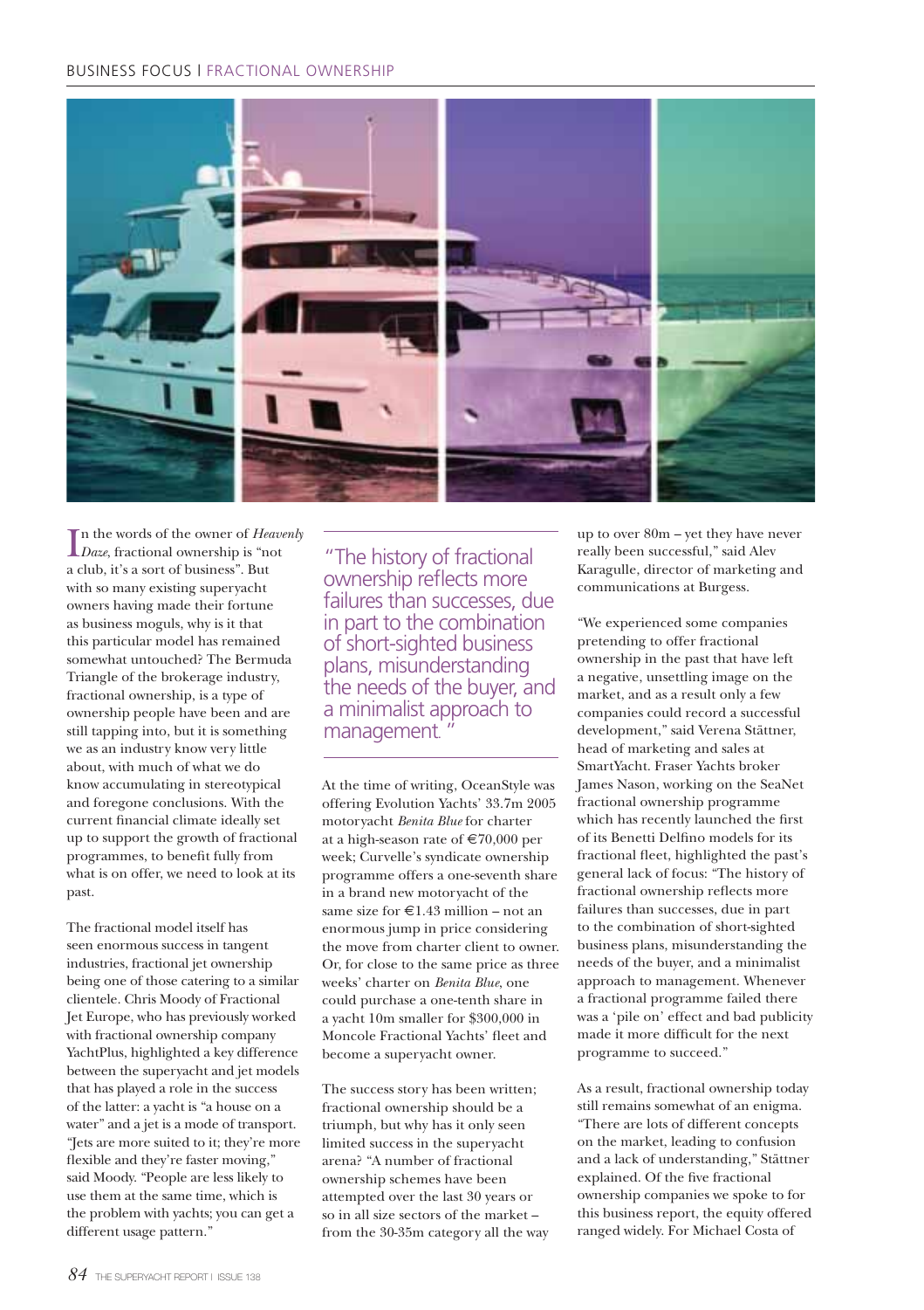In the words of the owner of *Heavenly Daze*, fractional ownership is "not a club, it's a sort of business". But with so many existing superyacht owners having made their fortune as business moguls, why is it that this particular model has remained somewhat untouched? The Bermuda Triangle of the brokerage industry, fractional ownership, is a type of ownership people have been and are still tapping into, but it is something we as an industry know very little about, with much of what we do know accumulating in stereotypical and foregone conclusions. With the current financial climate ideally set up to support the growth of fractional programmes, to benefit fully from what is on offer, we need to look at its past.

The fractional model itself has seen enormous success in tangent industries, fractional jet ownership being one of those catering to a similar clientele. Chris Moody of Fractional Jet Europe, who has previously worked with fractional ownership company YachtPlus, highlighted a key difference between the superyacht and jet models that has played a role in the success of the latter: a yacht is "a house on a water" and a jet is a mode of transport. "Jets are more suited to it; they're more flexible and they're faster moving," said Moody. "People are less likely to use them at the same time, which is the problem with yachts; you can get a different usage pattern."

> "The history of fractional ownership reflects more failures than successes, due in part to the combination of short-sighted business plans, misunderstanding the needs of the buyer, and a minimalist approach to management."

At the time of writing, OceanStyle was offering Evolution Yachts' 33.7m 2005 motoryacht *Benita Blue* for charter at a high-season rate of €70,000 per week; Curvelle's syndicate ownership programme offers a one-seventh share in a brand new motoryacht of the same size for €1.43 million – not an enormous jump in price considering the move from charter client to owner. Or, for close to the same price as three weeks' charter on *Benita Blue*, one could purchase a one-tenth share in a yacht 10m smaller for $300,000 in Moncole Fractional Yachts' fleet and become a superyacht owner.

The success story has been written; fractional ownership should be a triumph, but why has it only seen limited success in the superyacht arena? "A number of fractional ownership schemes have been attempted over the last 30 years or so in all size sectors of the market – from the 30-35m category all the way up to over 80m – yet they have never really been successful," said Alev Karagulle, director of marketing and communications at Burgess.

"We experienced some companies pretending to offer fractional ownership in the past that have left a negative, unsettling image on the market, and as a result only a few companies could record a successful development," said Verena Stättner, head of marketing and sales at SmartYacht. Fraser Yachts broker James Nason, working on the SeaNet fractional ownership programme which has recently launched the first of its Benetti Delfino models for its fractional fleet, highlighted the past's general lack of focus: "The history of fractional ownership reflects more failures than successes, due in part to the combination of short-sighted business plans, misunderstanding the needs of the buyer, and a minimalist approach to management. Whenever a fractional programme failed there was a 'pile on' effect and bad publicity made it more difficult for the next programme to succeed."

As a result, fractional ownership today still remains somewhat of an enigma. "There are lots of different concepts on the market, leading to confusion and a lack of understanding," Stättner explained. Of the five fractional ownership companies we spoke to for this business report, the equity offered ranged widely. For Michael Costa of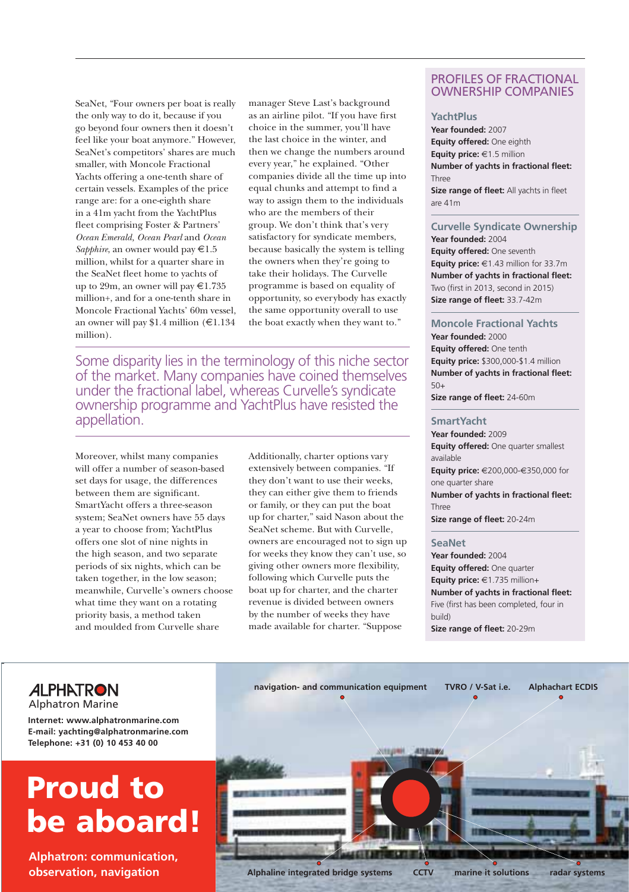SeaNet, "Four owners per boat is really the only way to do it, because if you go beyond four owners then it doesn't feel like your boat anymore." However, SeaNet's competitors' shares are much smaller, with Moncole Fractional Yachts offering a one-tenth share of certain vessels. Examples of the price range are: for a one-eighth share in a 41m yacht from the YachtPlus fleet comprising Foster & Partners' *Ocean Emerald*, *Ocean Pearl* and *Ocean Sapphire*, an owner would pay €1.5 million, whilst for a quarter share in the SeaNet fleet home to yachts of up to 29m, an owner will pay €1.735 million+, and for a one-tenth share in Moncole Fractional Yachts' 60m vessel, an owner will pay $1.4 million (€1.134 million).

manager Steve Last's background as an airline pilot. "If you have first choice in the summer, you'll have the last choice in the winter, and then we change the numbers around every year," he explained. "Other companies divide all the time up into equal chunks and attempt to find a way to assign them to the individuals who are the members of their group. We don't think that's very satisfactory for syndicate members, because basically the system is telling the owners when they're going to take their holidays. The Curvelle programme is based on equality of opportunity, so everybody has exactly the same opportunity overall to use the boat exactly when they want to."

> Some disparity lies in the terminology of this niche sector of the market. Many companies have coined themselves under the fractional label, whereas Curvelle's syndicate ownership programme and YachtPlus have resisted the appellation.

Moreover, whilst many companies will offer a number of season-based set days for usage, the differences between them are significant. SmartYacht offers a three-season system; SeaNet owners have 55 days a year to choose from; YachtPlus offers one slot of nine nights in the high season, and two separate periods of six nights, which can be taken together, in the low season; meanwhile, Curvelle's owners choose what time they want on a rotating priority basis, a method taken and moulded from Curvelle share

Additionally, charter options vary extensively between companies. "If they don't want to use their weeks, they can either give them to friends or family, or they can put the boat up for charter," said Nason about the SeaNet scheme. But with Curvelle, owners are encouraged not to sign up for weeks they know they can't use, so giving other owners more flexibility, following which Curvelle puts the boat up for charter, and the charter revenue is divided between owners by the number of weeks they have made available for charter. "Suppose

## PROFILES OF FRACTIONAL OWNERSHIP COMPANIES

### YachtPlus
**Year founded:** 2007
**Equity offered:** One eighth
**Equity price:** €1.5 million
**Number of yachts in fractional fleet:** Three
**Size range of fleet:** All yachts in fleet are 41m

### Curvelle Syndicate Ownership
**Year founded:** 2004
**Equity offered:** One seventh
**Equity price:** €1.43 million for 33.7m
**Number of yachts in fractional fleet:** Two (first in 2013, second in 2015)
**Size range of fleet:** 33.7-42m

### Moncole Fractional Yachts
**Year founded:** 2000
**Equity offered:** One tenth
**Equity price:** $300,000-$1.4 million
**Number of yachts in fractional fleet:** 50+
**Size range of fleet:** 24-60m

### SmartYacht
**Year founded:** 2009
**Equity offered:** One quarter smallest available
**Equity price:** €200,000-€350,000 for one quarter share
**Number of yachts in fractional fleet:** Three
**Size range of fleet:** 20-24m

### SeaNet
**Year founded:** 2004
**Equity offered:** One quarter
**Equity price:** €1.735 million+
**Number of yachts in fractional fleet:** Five (first has been completed, four in build)
**Size range of fleet:** 20-29m

ALPHATRON
Alphatron Marine

**Internet: www.alphatronmarine.com**
**E-mail: yachting@alphatronmarine.com**
**Telephone: +31 (0) 10 453 40 00**

**Proud to be aboard!**

**Alphatron: communication, observation, navigation**

navigation- and communication equipment · TVRO / V-Sat i.e. · Alphachart ECDIS · Alphaline integrated bridge systems · CCTV · marine it solutions · radar systems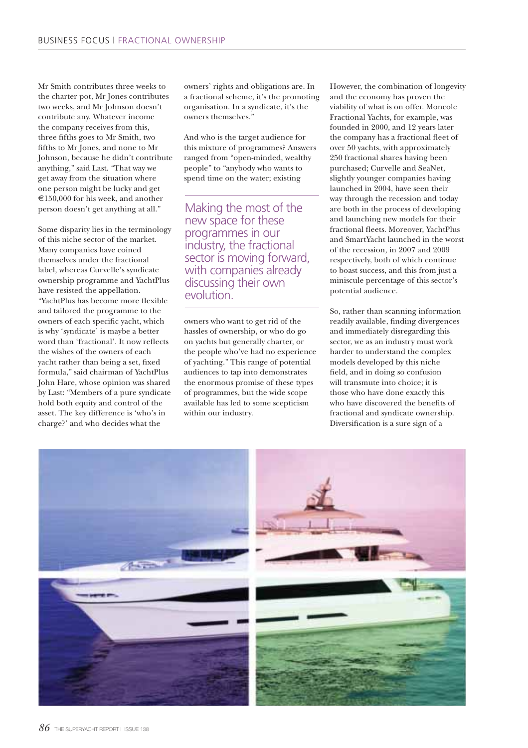Mr Smith contributes three weeks to the charter pot, Mr Jones contributes two weeks, and Mr Johnson doesn't contribute any. Whatever income the company receives from this, three fifths goes to Mr Smith, two fifths to Mr Jones, and none to Mr Johnson, because he didn't contribute anything," said Last. "That way we get away from the situation where one person might be lucky and get €150,000 for his week, and another person doesn't get anything at all."

Some disparity lies in the terminology of this niche sector of the market. Many companies have coined themselves under the fractional label, whereas Curvelle's syndicate ownership programme and YachtPlus have resisted the appellation. "YachtPlus has become more flexible and tailored the programme to the owners of each specific yacht, which is why 'syndicate' is maybe a better word than 'fractional'. It now reflects the wishes of the owners of each yacht rather than being a set, fixed formula," said chairman of YachtPlus John Hare, whose opinion was shared by Last: "Members of a pure syndicate hold both equity and control of the asset. The key difference is 'who's in charge?' and who decides what the owners' rights and obligations are. In a fractional scheme, it's the promoting organisation. In a syndicate, it's the owners themselves."

And who is the target audience for this mixture of programmes? Answers ranged from "open-minded, wealthy people" to "anybody who wants to spend time on the water; existing owners who want to get rid of the hassles of ownership, or who do go on yachts but generally charter, or the people who've had no experience of yachting." This range of potential audiences to tap into demonstrates the enormous promise of these types of programmes, but the wide scope available has led to some scepticism within our industry.

> Making the most of the new space for these programmes in our industry, the fractional sector is moving forward, with companies already discussing their own evolution.

However, the combination of longevity and the economy has proven the viability of what is on offer. Moncole Fractional Yachts, for example, was founded in 2000, and 12 years later the company has a fractional fleet of over 50 yachts, with approximately 250 fractional shares having been purchased; Curvelle and SeaNet, slightly younger companies having launched in 2004, have seen their way through the recession and today are both in the process of developing and launching new models for their fractional fleets. Moreover, YachtPlus and SmartYacht launched in the worst of the recession, in 2007 and 2009 respectively, both of which continue to boast success, and this from just a miniscule percentage of this sector's potential audience.

So, rather than scanning information readily available, finding divergences and immediately disregarding this sector, we as an industry must work harder to understand the complex models developed by this niche field, and in doing so confusion will transmute into choice; it is those who have done exactly this who have discovered the benefits of fractional and syndicate ownership. Diversification is a sure sign of a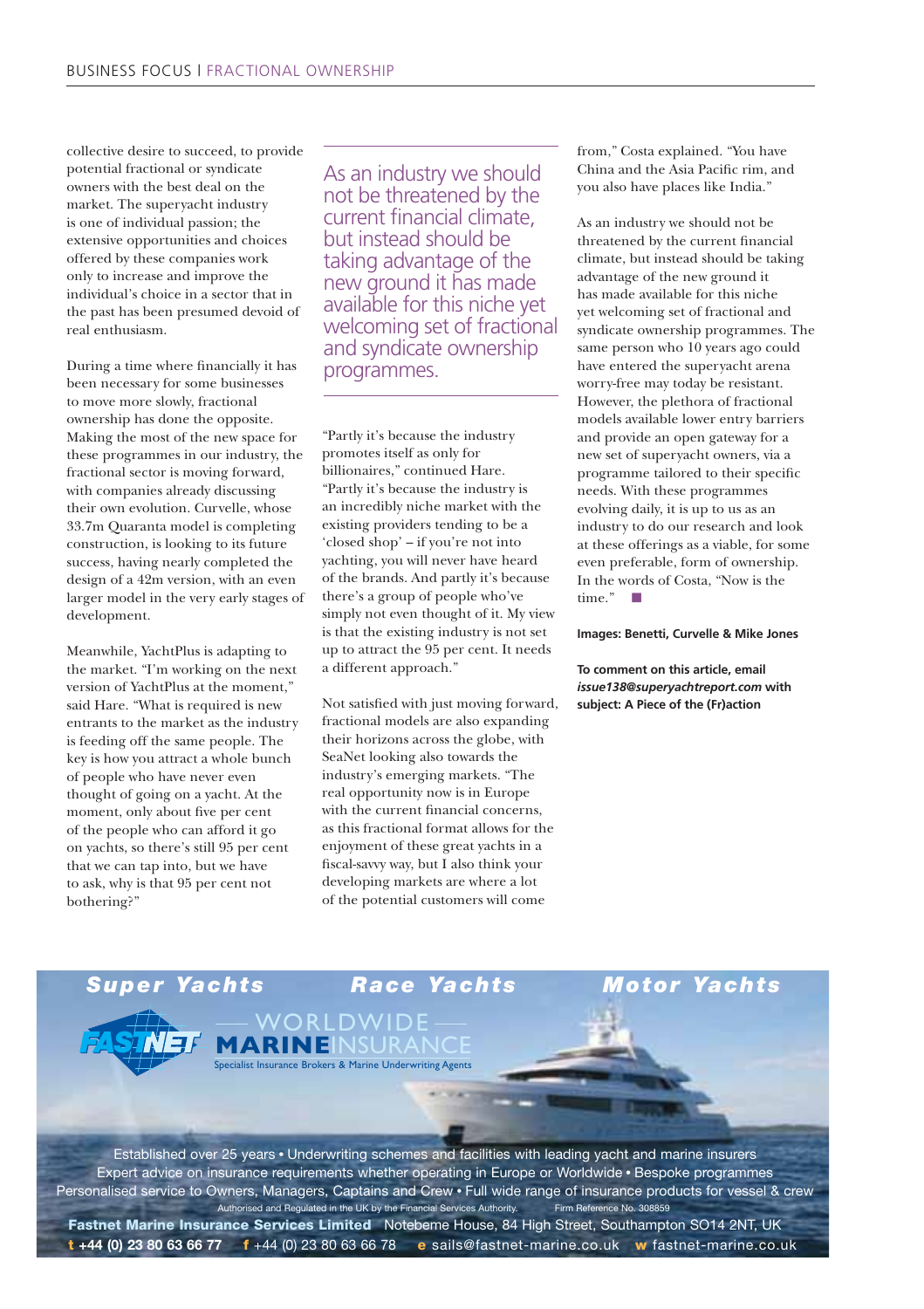collective desire to succeed, to provide potential fractional or syndicate owners with the best deal on the market. The superyacht industry is one of individual passion; the extensive opportunities and choices offered by these companies work only to increase and improve the individual's choice in a sector that in the past has been presumed devoid of real enthusiasm.

During a time where financially it has been necessary for some businesses to move more slowly, fractional ownership has done the opposite. Making the most of the new space for these programmes in our industry, the fractional sector is moving forward, with companies already discussing their own evolution. Curvelle, whose 33.7m Quaranta model is completing construction, is looking to its future success, having nearly completed the design of a 42m version, with an even larger model in the very early stages of development.

Meanwhile, YachtPlus is adapting to the market. "I'm working on the next version of YachtPlus at the moment," said Hare. "What is required is new entrants to the market as the industry is feeding off the same people. The key is how you attract a whole bunch of people who have never even thought of going on a yacht. At the moment, only about five per cent of the people who can afford it go on yachts, so there's still 95 per cent that we can tap into, but we have to ask, why is that 95 per cent not bothering?"

> As an industry we should not be threatened by the current financial climate, but instead should be taking advantage of the new ground it has made available for this niche yet welcoming set of fractional and syndicate ownership programmes.

"Partly it's because the industry promotes itself as only for billionaires," continued Hare. "Partly it's because the industry is an incredibly niche market with the existing providers tending to be a 'closed shop' – if you're not into yachting, you will never have heard of the brands. And partly it's because there's a group of people who've simply not even thought of it. My view is that the existing industry is not set up to attract the 95 per cent. It needs a different approach."

Not satisfied with just moving forward, fractional models are also expanding their horizons across the globe, with SeaNet looking also towards the industry's emerging markets. "The real opportunity now is in Europe with the current financial concerns, as this fractional format allows for the enjoyment of these great yachts in a fiscal-savvy way, but I also think your developing markets are where a lot of the potential customers will come from," Costa explained. "You have China and the Asia Pacific rim, and you also have places like India."

As an industry we should not be threatened by the current financial climate, but instead should be taking advantage of the new ground it has made available for this niche yet welcoming set of fractional and syndicate ownership programmes. The same person who 10 years ago could have entered the superyacht arena worry-free may today be resistant. However, the plethora of fractional models available lower entry barriers and provide an open gateway for a new set of superyacht owners, via a programme tailored to their specific needs. With these programmes evolving daily, it is up to us as an industry to do our research and look at these offerings as a viable, for some even preferable, form of ownership. In the words of Costa, "Now is the time." ■

**Images: Benetti, Curvelle & Mike Jones**

**To comment on this article, email *issue138@superyachtreport.com* with subject: A Piece of the (Fr)action**

**Super Yachts** **Race Yachts** **Motor Yachts**

FASTNET — WORLDWIDE — MARINE INSURANCE
Specialist Insurance Brokers & Marine Underwriting Agents

Established over 25 years • Underwriting schemes and facilities with leading yacht and marine insurers
Expert advice on insurance requirements whether operating in Europe or Worldwide • Bespoke programmes
Personalised service to Owners, Managers, Captains and Crew • Full wide range of insurance products for vessel & crew
Authorised and Regulated in the UK by the Financial Services Authority. Firm Reference No. 308859
**Fastnet Marine Insurance Services Limited** Notebeme House, 84 High Street, Southampton SO14 2NT, UK
**t** +44 (0) 23 80 63 66 77 **f** +44 (0) 23 80 63 66 78 **e** sails@fastnet-marine.co.uk **w** fastnet-marine.co.uk